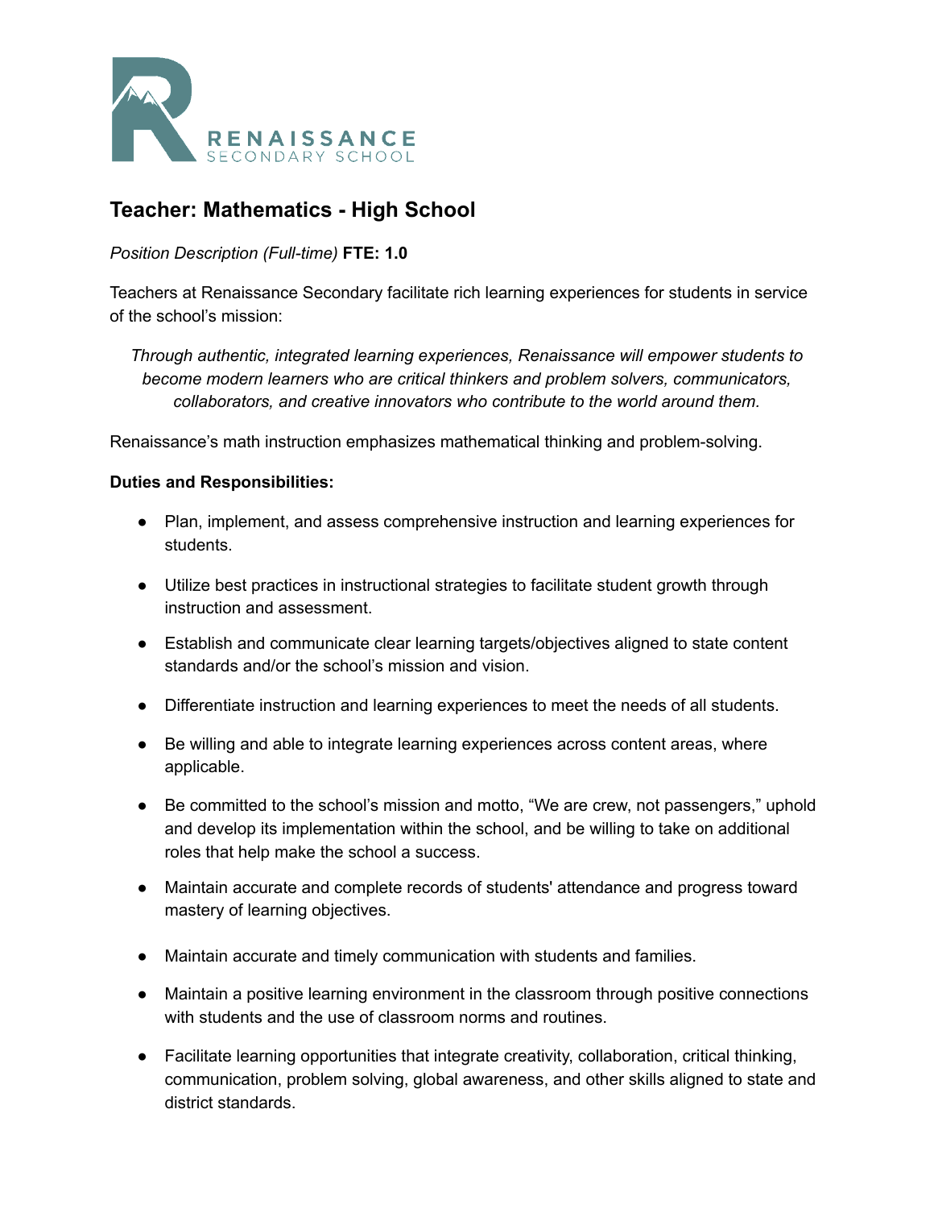# Teacher: Mathematics - High School

*Position Description (Full-time)* **FTE: 1.0**

Teachers at Renaissance Secondary facilitate rich learning experiences for students in service of the school's mission:

> *Through authentic, integrated learning experiences, Renaissance will empower students to become modern learners who are critical thinkers and problem solvers, communicators, collaborators, and creative innovators who contribute to the world around them.*

Renaissance's math instruction emphasizes mathematical thinking and problem-solving.

**Duties and Responsibilities:**

- Plan, implement, and assess comprehensive instruction and learning experiences for students.
- Utilize best practices in instructional strategies to facilitate student growth through instruction and assessment.
- Establish and communicate clear learning targets/objectives aligned to state content standards and/or the school's mission and vision.
- Differentiate instruction and learning experiences to meet the needs of all students.
- Be willing and able to integrate learning experiences across content areas, where applicable.
- Be committed to the school's mission and motto, "We are crew, not passengers," uphold and develop its implementation within the school, and be willing to take on additional roles that help make the school a success.
- Maintain accurate and complete records of students' attendance and progress toward mastery of learning objectives.
- Maintain accurate and timely communication with students and families.
- Maintain a positive learning environment in the classroom through positive connections with students and the use of classroom norms and routines.
- Facilitate learning opportunities that integrate creativity, collaboration, critical thinking, communication, problem solving, global awareness, and other skills aligned to state and district standards.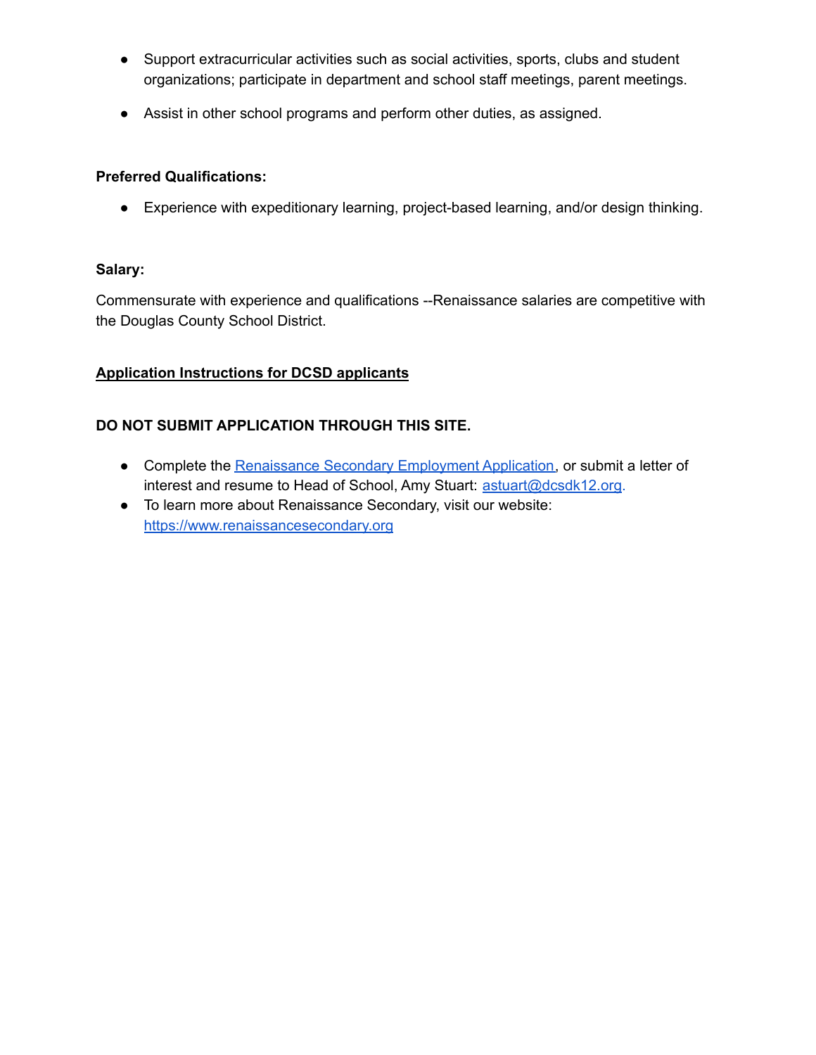- Support extracurricular activities such as social activities, sports, clubs and student organizations; participate in department and school staff meetings, parent meetings.
- Assist in other school programs and perform other duties, as assigned.

**Preferred Qualifications:**

- Experience with expeditionary learning, project-based learning, and/or design thinking.

**Salary:**

Commensurate with experience and qualifications --Renaissance salaries are competitive with the Douglas County School District.

**Application Instructions for DCSD applicants**

**DO NOT SUBMIT APPLICATION THROUGH THIS SITE.**

- Complete the Renaissance Secondary Employment Application, or submit a letter of interest and resume to Head of School, Amy Stuart: astuart@dcsdk12.org.
- To learn more about Renaissance Secondary, visit our website: https://www.renaissancesecondary.org